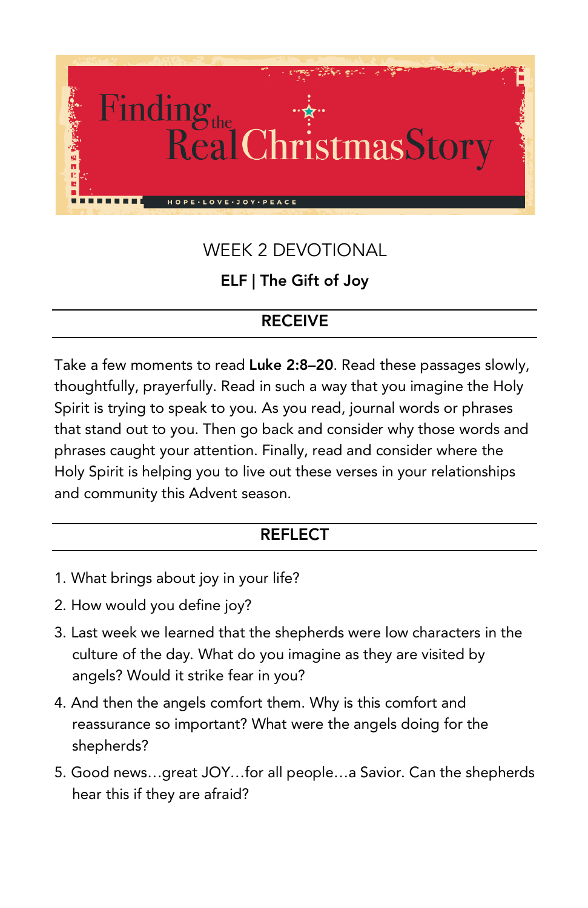# Finding the Real Christmas Story

HOPE · LOVE · JOY · PEACE

## WEEK 2 DEVOTIONAL

### ELF | The Gift of Joy

## RECEIVE

Take a few moments to read **Luke 2:8–20**. Read these passages slowly, thoughtfully, prayerfully. Read in such a way that you imagine the Holy Spirit is trying to speak to you. As you read, journal words or phrases that stand out to you. Then go back and consider why those words and phrases caught your attention. Finally, read and consider where the Holy Spirit is helping you to live out these verses in your relationships and community this Advent season.

## REFLECT

1. What brings about joy in your life?
2. How would you define joy?
3. Last week we learned that the shepherds were low characters in the culture of the day. What do you imagine as they are visited by angels? Would it strike fear in you?
4. And then the angels comfort them. Why is this comfort and reassurance so important? What were the angels doing for the shepherds?
5. Good news…great JOY…for all people…a Savior. Can the shepherds hear this if they are afraid?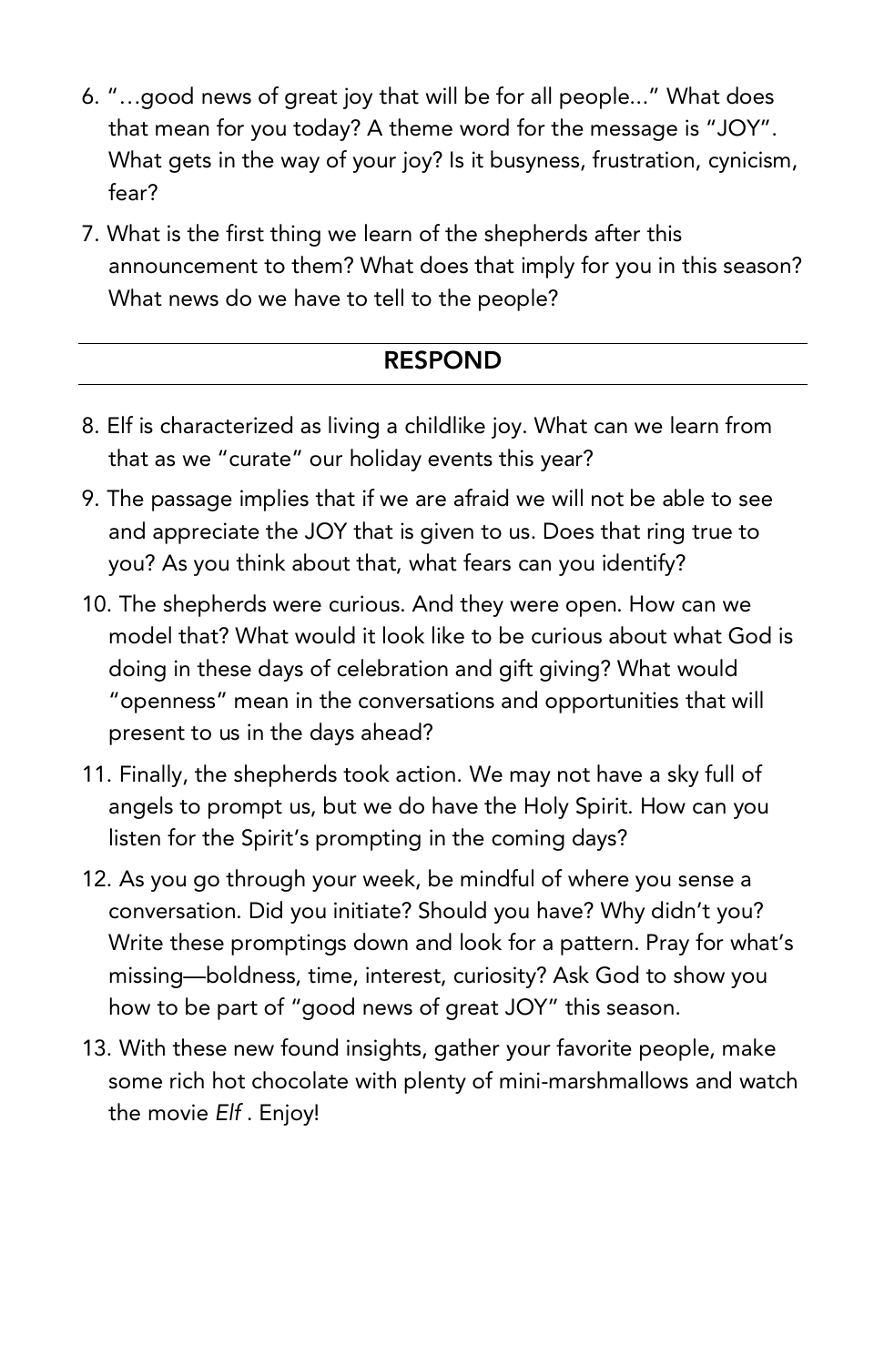6. "…good news of great joy that will be for all people..." What does that mean for you today? A theme word for the message is "JOY". What gets in the way of your joy? Is it busyness, frustration, cynicism, fear?
7. What is the first thing we learn of the shepherds after this announcement to them? What does that imply for you in this season? What news do we have to tell to the people?

## RESPOND

8. Elf is characterized as living a childlike joy. What can we learn from that as we "curate" our holiday events this year?
9. The passage implies that if we are afraid we will not be able to see and appreciate the JOY that is given to us. Does that ring true to you? As you think about that, what fears can you identify?
10. The shepherds were curious. And they were open. How can we model that? What would it look like to be curious about what God is doing in these days of celebration and gift giving? What would "openness" mean in the conversations and opportunities that will present to us in the days ahead?
11. Finally, the shepherds took action. We may not have a sky full of angels to prompt us, but we do have the Holy Spirit. How can you listen for the Spirit's prompting in the coming days?
12. As you go through your week, be mindful of where you sense a conversation. Did you initiate? Should you have? Why didn't you? Write these promptings down and look for a pattern. Pray for what's missing—boldness, time, interest, curiosity? Ask God to show you how to be part of "good news of great JOY" this season.
13. With these new found insights, gather your favorite people, make some rich hot chocolate with plenty of mini-marshmallows and watch the movie *Elf* . Enjoy!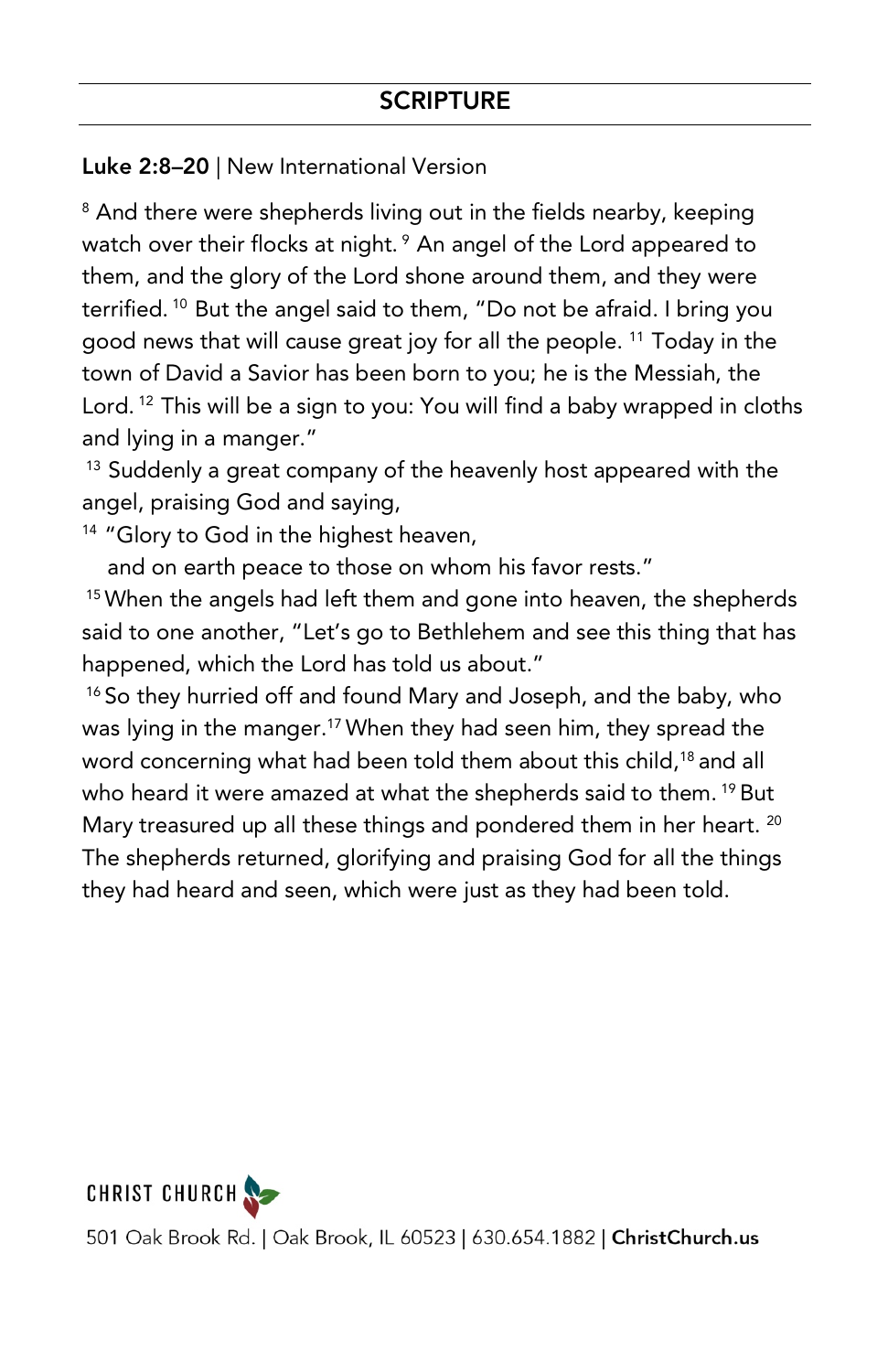## SCRIPTURE

**Luke 2:8–20** | New International Version

[8] And there were shepherds living out in the fields nearby, keeping watch over their flocks at night. [9] An angel of the Lord appeared to them, and the glory of the Lord shone around them, and they were terrified. [10] But the angel said to them, "Do not be afraid. I bring you good news that will cause great joy for all the people. [11] Today in the town of David a Savior has been born to you; he is the Messiah, the Lord. [12] This will be a sign to you: You will find a baby wrapped in cloths and lying in a manger."

[13] Suddenly a great company of the heavenly host appeared with the angel, praising God and saying,

[14] "Glory to God in the highest heaven,
and on earth peace to those on whom his favor rests."

[15] When the angels had left them and gone into heaven, the shepherds said to one another, "Let's go to Bethlehem and see this thing that has happened, which the Lord has told us about."

[16] So they hurried off and found Mary and Joseph, and the baby, who was lying in the manger.[17] When they had seen him, they spread the word concerning what had been told them about this child,[18] and all who heard it were amazed at what the shepherds said to them. [19] But Mary treasured up all these things and pondered them in her heart. [20] The shepherds returned, glorifying and praising God for all the things they had heard and seen, which were just as they had been told.

CHRIST CHURCH

501 Oak Brook Rd. | Oak Brook, IL 60523 | 630.654.1882 | **ChristChurch.us**